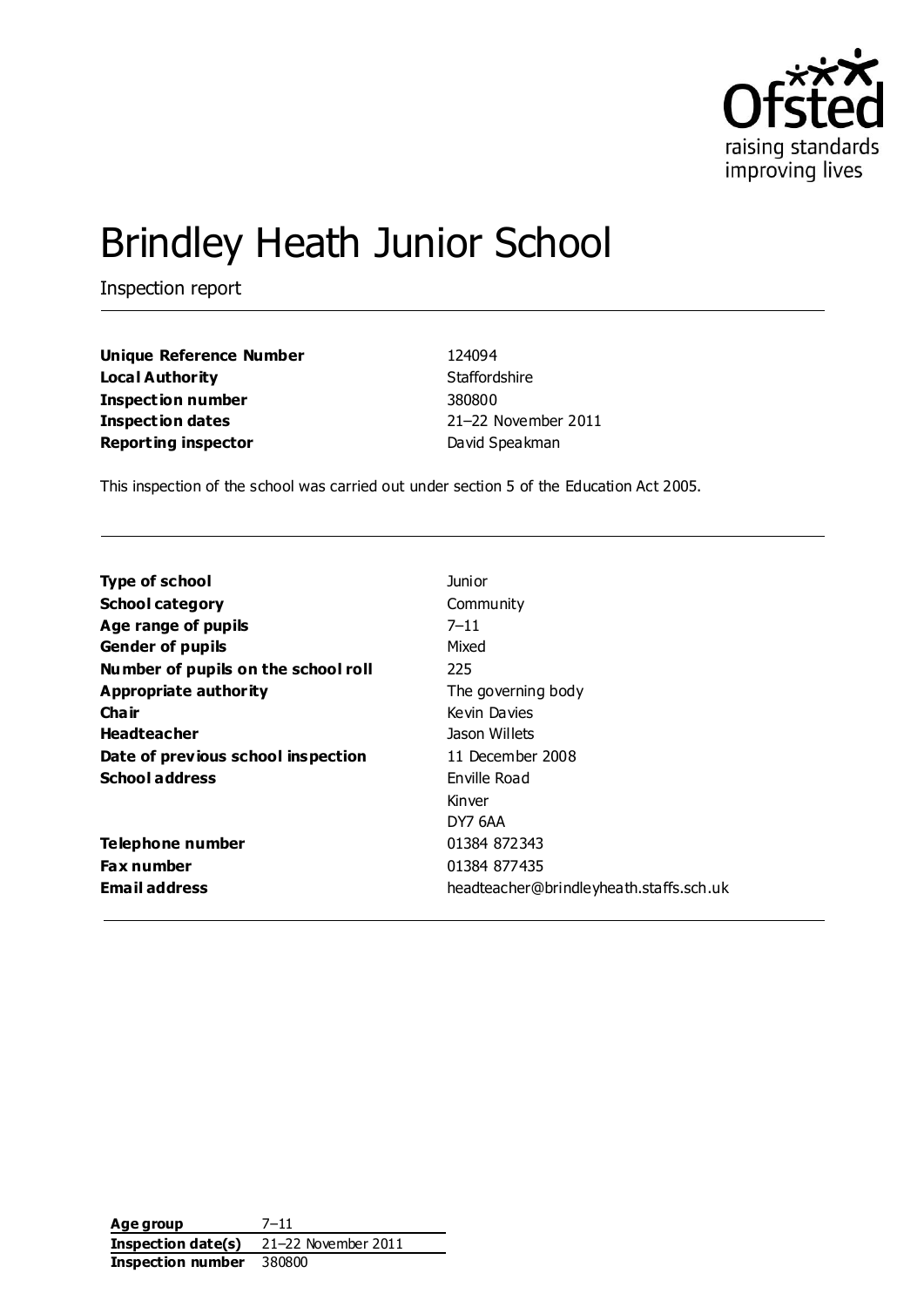# Brindley Heath Junior School

Inspection report

| | |
|---|---|
| **Unique Reference Number** | 124094 |
| **Local Authority** | Staffordshire |
| **Inspection number** | 380800 |
| **Inspection dates** | 21–22 November 2011 |
| **Reporting inspector** | David Speakman |

This inspection of the school was carried out under section 5 of the Education Act 2005.

| | |
|---|---|
| **Type of school** | Junior |
| **School category** | Community |
| **Age range of pupils** | 7–11 |
| **Gender of pupils** | Mixed |
| **Number of pupils on the school roll** | 225 |
| **Appropriate authority** | The governing body |
| **Chair** | Kevin Davies |
| **Headteacher** | Jason Willets |
| **Date of previous school inspection** | 11 December 2008 |
| **School address** | Enville Road<br>Kinver<br>DY7 6AA |
| **Telephone number** | 01384 872343 |
| **Fax number** | 01384 877435 |
| **Email address** | headteacher@brindleyheath.staffs.sch.uk |

| | |
|---|---|
| **Age group** | 7–11 |
| **Inspection date(s)** | 21–22 November 2011 |
| **Inspection number** | 380800 |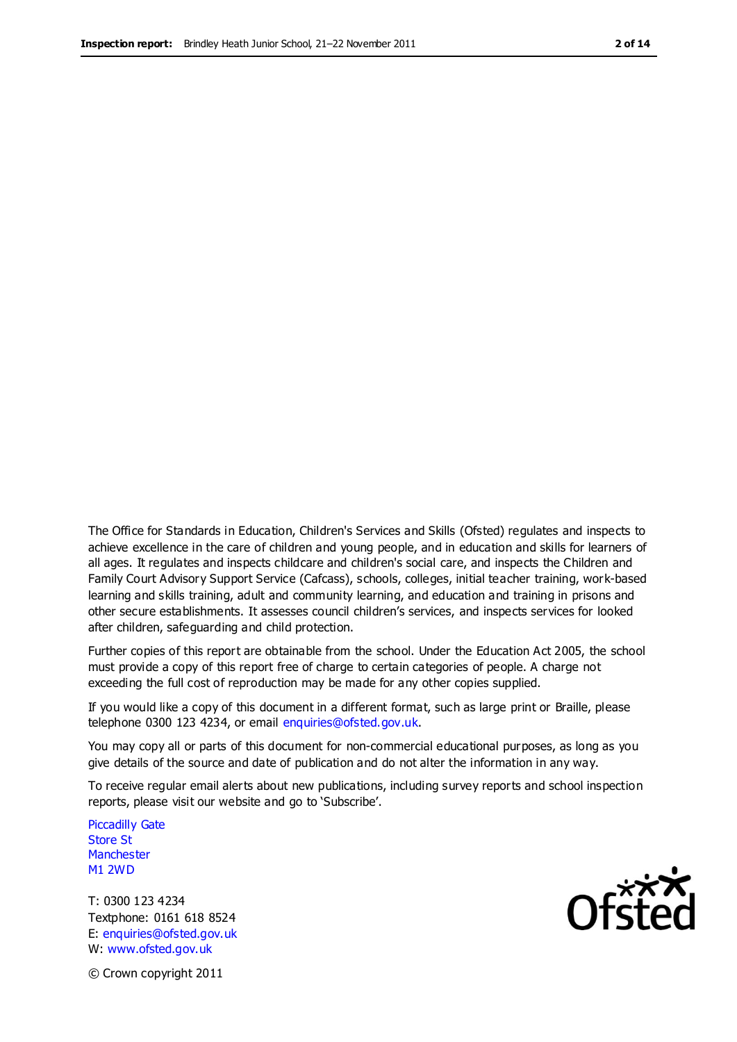The Office for Standards in Education, Children's Services and Skills (Ofsted) regulates and inspects to achieve excellence in the care of children and young people, and in education and skills for learners of all ages. It regulates and inspects childcare and children's social care, and inspects the Children and Family Court Advisory Support Service (Cafcass), schools, colleges, initial teacher training, work-based learning and skills training, adult and community learning, and education and training in prisons and other secure establishments. It assesses council children's services, and inspects services for looked after children, safeguarding and child protection.

Further copies of this report are obtainable from the school. Under the Education Act 2005, the school must provide a copy of this report free of charge to certain categories of people. A charge not exceeding the full cost of reproduction may be made for any other copies supplied.

If you would like a copy of this document in a different format, such as large print or Braille, please telephone 0300 123 4234, or email enquiries@ofsted.gov.uk.

You may copy all or parts of this document for non-commercial educational purposes, as long as you give details of the source and date of publication and do not alter the information in any way.

To receive regular email alerts about new publications, including survey reports and school inspection reports, please visit our website and go to 'Subscribe'.

Piccadilly Gate
Store St
Manchester
M1 2WD

T: 0300 123 4234
Textphone: 0161 618 8524
E: enquiries@ofsted.gov.uk
W: www.ofsted.gov.uk

Ofsted

© Crown copyright 2011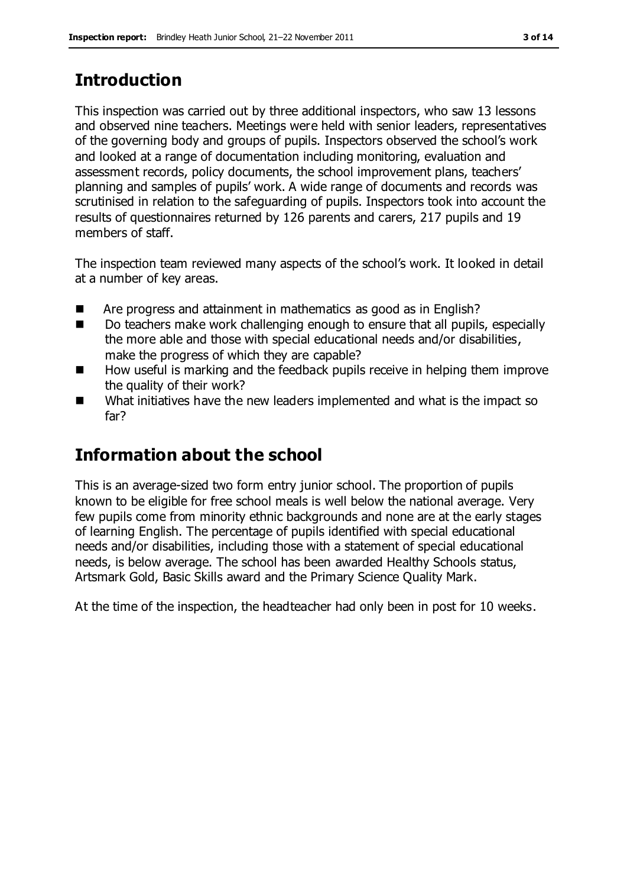## Introduction

This inspection was carried out by three additional inspectors, who saw 13 lessons and observed nine teachers. Meetings were held with senior leaders, representatives of the governing body and groups of pupils. Inspectors observed the school's work and looked at a range of documentation including monitoring, evaluation and assessment records, policy documents, the school improvement plans, teachers' planning and samples of pupils' work. A wide range of documents and records was scrutinised in relation to the safeguarding of pupils. Inspectors took into account the results of questionnaires returned by 126 parents and carers, 217 pupils and 19 members of staff.

The inspection team reviewed many aspects of the school's work. It looked in detail at a number of key areas.

- Are progress and attainment in mathematics as good as in English?
- Do teachers make work challenging enough to ensure that all pupils, especially the more able and those with special educational needs and/or disabilities, make the progress of which they are capable?
- How useful is marking and the feedback pupils receive in helping them improve the quality of their work?
- What initiatives have the new leaders implemented and what is the impact so far?

## Information about the school

This is an average-sized two form entry junior school. The proportion of pupils known to be eligible for free school meals is well below the national average. Very few pupils come from minority ethnic backgrounds and none are at the early stages of learning English. The percentage of pupils identified with special educational needs and/or disabilities, including those with a statement of special educational needs, is below average. The school has been awarded Healthy Schools status, Artsmark Gold, Basic Skills award and the Primary Science Quality Mark.

At the time of the inspection, the headteacher had only been in post for 10 weeks.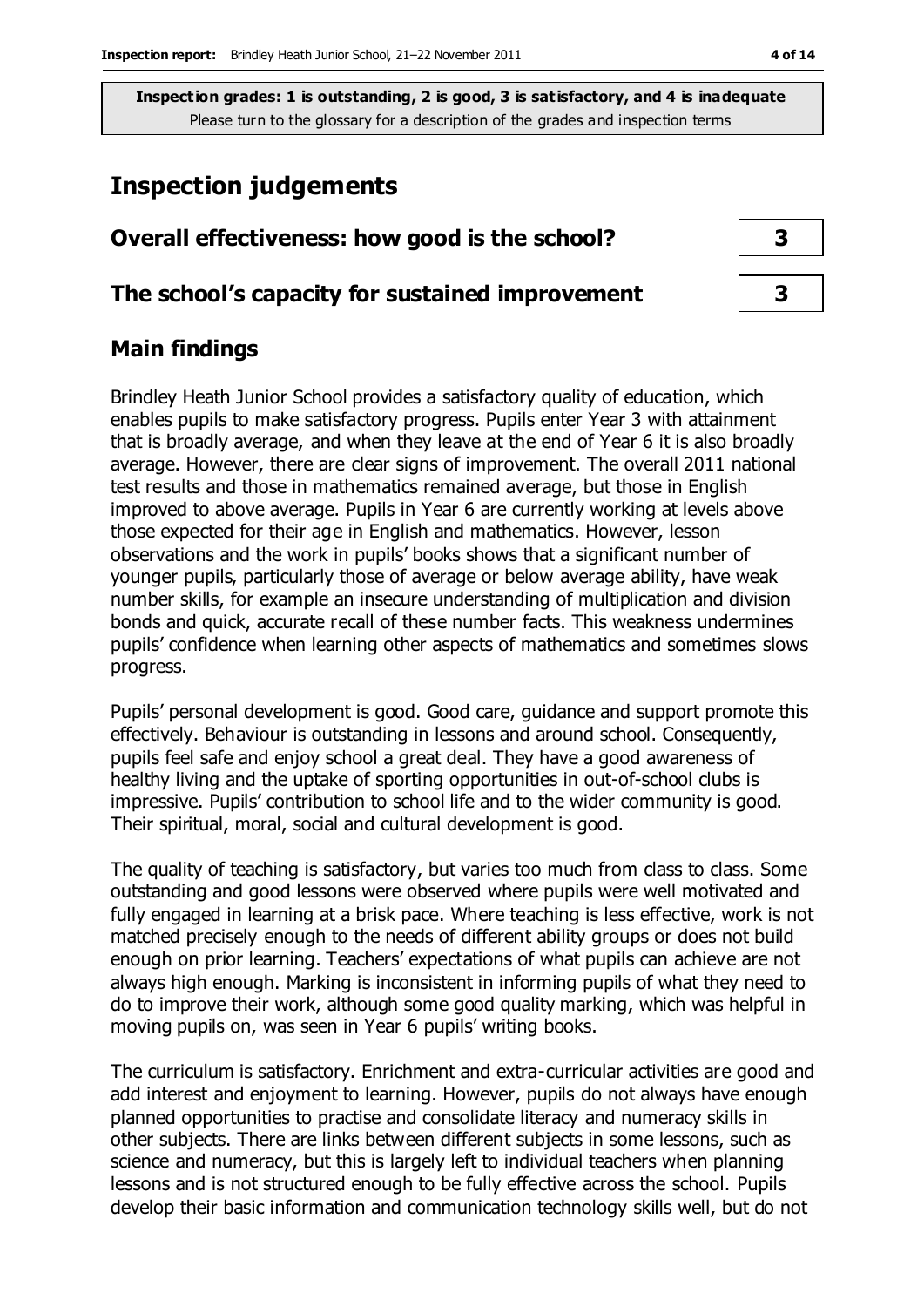**Inspection grades: 1 is outstanding, 2 is good, 3 is satisfactory, and 4 is inadequate**
Please turn to the glossary for a description of the grades and inspection terms

# Inspection judgements

| **Overall effectiveness: how good is the school?** | **3** |
|---|---|
| **The school's capacity for sustained improvement** | **3** |

## Main findings

Brindley Heath Junior School provides a satisfactory quality of education, which enables pupils to make satisfactory progress. Pupils enter Year 3 with attainment that is broadly average, and when they leave at the end of Year 6 it is also broadly average. However, there are clear signs of improvement. The overall 2011 national test results and those in mathematics remained average, but those in English improved to above average. Pupils in Year 6 are currently working at levels above those expected for their age in English and mathematics. However, lesson observations and the work in pupils' books shows that a significant number of younger pupils, particularly those of average or below average ability, have weak number skills, for example an insecure understanding of multiplication and division bonds and quick, accurate recall of these number facts. This weakness undermines pupils' confidence when learning other aspects of mathematics and sometimes slows progress.

Pupils' personal development is good. Good care, guidance and support promote this effectively. Behaviour is outstanding in lessons and around school. Consequently, pupils feel safe and enjoy school a great deal. They have a good awareness of healthy living and the uptake of sporting opportunities in out-of-school clubs is impressive. Pupils' contribution to school life and to the wider community is good. Their spiritual, moral, social and cultural development is good.

The quality of teaching is satisfactory, but varies too much from class to class. Some outstanding and good lessons were observed where pupils were well motivated and fully engaged in learning at a brisk pace. Where teaching is less effective, work is not matched precisely enough to the needs of different ability groups or does not build enough on prior learning. Teachers' expectations of what pupils can achieve are not always high enough. Marking is inconsistent in informing pupils of what they need to do to improve their work, although some good quality marking, which was helpful in moving pupils on, was seen in Year 6 pupils' writing books.

The curriculum is satisfactory. Enrichment and extra-curricular activities are good and add interest and enjoyment to learning. However, pupils do not always have enough planned opportunities to practise and consolidate literacy and numeracy skills in other subjects. There are links between different subjects in some lessons, such as science and numeracy, but this is largely left to individual teachers when planning lessons and is not structured enough to be fully effective across the school. Pupils develop their basic information and communication technology skills well, but do not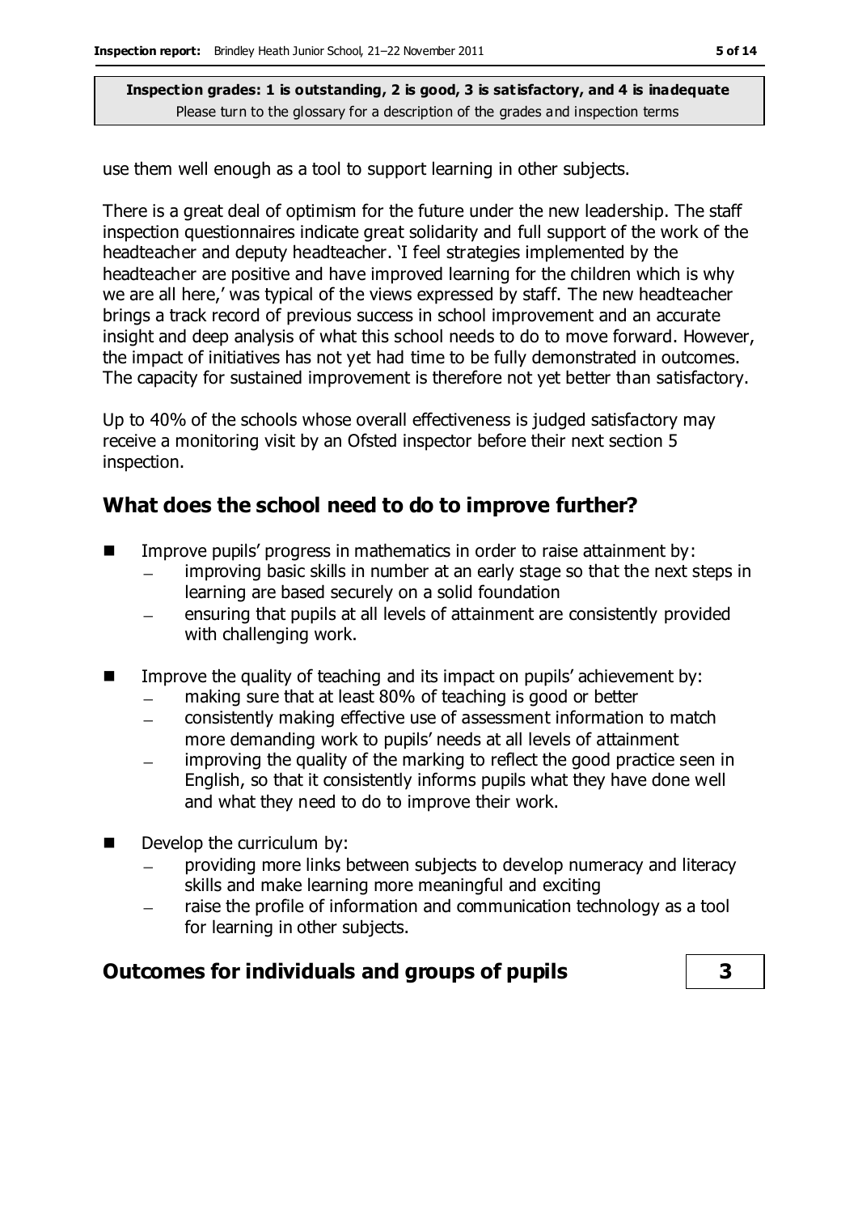use them well enough as a tool to support learning in other subjects.

There is a great deal of optimism for the future under the new leadership. The staff inspection questionnaires indicate great solidarity and full support of the work of the headteacher and deputy headteacher. 'I feel strategies implemented by the headteacher are positive and have improved learning for the children which is why we are all here,' was typical of the views expressed by staff. The new headteacher brings a track record of previous success in school improvement and an accurate insight and deep analysis of what this school needs to do to move forward. However, the impact of initiatives has not yet had time to be fully demonstrated in outcomes. The capacity for sustained improvement is therefore not yet better than satisfactory.

Up to 40% of the schools whose overall effectiveness is judged satisfactory may receive a monitoring visit by an Ofsted inspector before their next section 5 inspection.

## What does the school need to do to improve further?

- Improve pupils' progress in mathematics in order to raise attainment by:
  - improving basic skills in number at an early stage so that the next steps in learning are based securely on a solid foundation
  - ensuring that pupils at all levels of attainment are consistently provided with challenging work.
- Improve the quality of teaching and its impact on pupils' achievement by:
  - making sure that at least 80% of teaching is good or better
  - consistently making effective use of assessment information to match more demanding work to pupils' needs at all levels of attainment
  - improving the quality of the marking to reflect the good practice seen in English, so that it consistently informs pupils what they have done well and what they need to do to improve their work.
- Develop the curriculum by:
  - providing more links between subjects to develop numeracy and literacy skills and make learning more meaningful and exciting
  - raise the profile of information and communication technology as a tool for learning in other subjects.

## Outcomes for individuals and groups of pupils **3**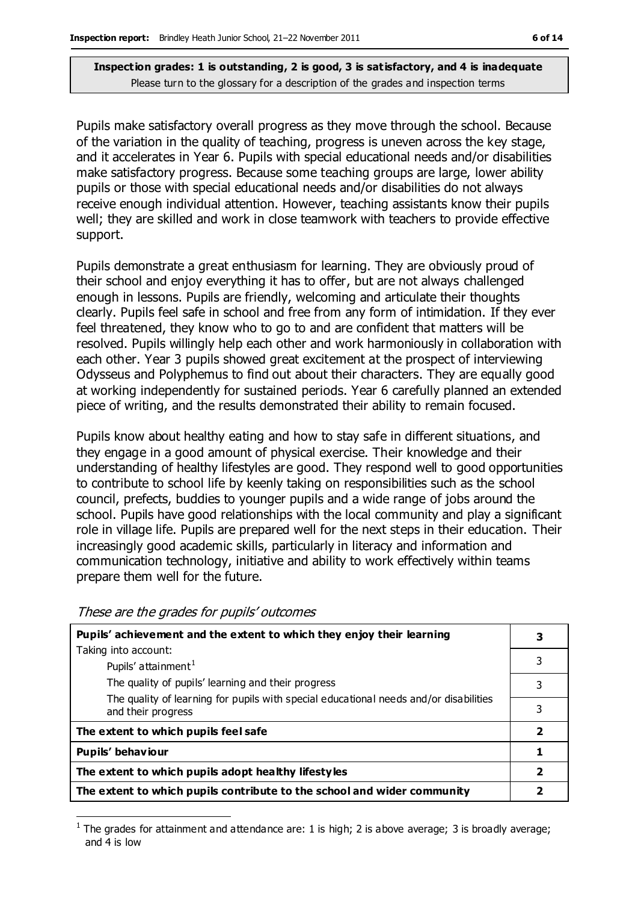**Inspection grades: 1 is outstanding, 2 is good, 3 is satisfactory, and 4 is inadequate**
Please turn to the glossary for a description of the grades and inspection terms

Pupils make satisfactory overall progress as they move through the school. Because of the variation in the quality of teaching, progress is uneven across the key stage, and it accelerates in Year 6. Pupils with special educational needs and/or disabilities make satisfactory progress. Because some teaching groups are large, lower ability pupils or those with special educational needs and/or disabilities do not always receive enough individual attention. However, teaching assistants know their pupils well; they are skilled and work in close teamwork with teachers to provide effective support.

Pupils demonstrate a great enthusiasm for learning. They are obviously proud of their school and enjoy everything it has to offer, but are not always challenged enough in lessons. Pupils are friendly, welcoming and articulate their thoughts clearly. Pupils feel safe in school and free from any form of intimidation. If they ever feel threatened, they know who to go to and are confident that matters will be resolved. Pupils willingly help each other and work harmoniously in collaboration with each other. Year 3 pupils showed great excitement at the prospect of interviewing Odysseus and Polyphemus to find out about their characters. They are equally good at working independently for sustained periods. Year 6 carefully planned an extended piece of writing, and the results demonstrated their ability to remain focused.

Pupils know about healthy eating and how to stay safe in different situations, and they engage in a good amount of physical exercise. Their knowledge and their understanding of healthy lifestyles are good. They respond well to good opportunities to contribute to school life by keenly taking on responsibilities such as the school council, prefects, buddies to younger pupils and a wide range of jobs around the school. Pupils have good relationships with the local community and play a significant role in village life. Pupils are prepared well for the next steps in their education. Their increasingly good academic skills, particularly in literacy and information and communication technology, initiative and ability to work effectively within teams prepare them well for the future.

*These are the grades for pupils' outcomes*

| | |
|---|---|
| **Pupils' achievement and the extent to which they enjoy their learning** | **3** |
| Taking into account: Pupils' attainment[1] | 3 |
| The quality of pupils' learning and their progress | 3 |
| The quality of learning for pupils with special educational needs and/or disabilities and their progress | 3 |
| **The extent to which pupils feel safe** | **2** |
| **Pupils' behaviour** | **1** |
| **The extent to which pupils adopt healthy lifestyles** | **2** |
| **The extent to which pupils contribute to the school and wider community** | **2** |

[1] The grades for attainment and attendance are: 1 is high; 2 is above average; 3 is broadly average; and 4 is low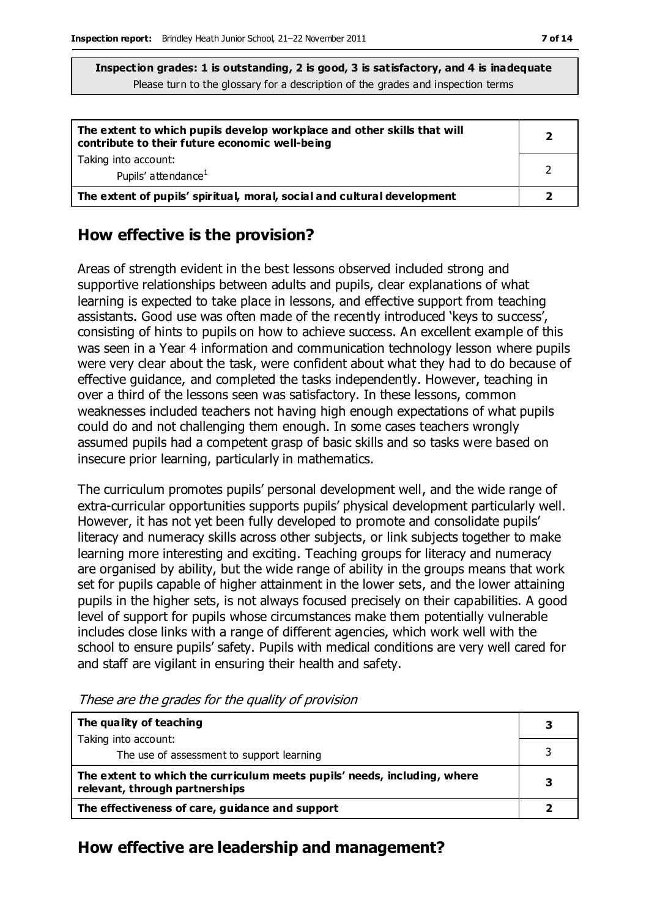**Inspection grades: 1 is outstanding, 2 is good, 3 is satisfactory, and 4 is inadequate**
Please turn to the glossary for a description of the grades and inspection terms

| | |
|---|---|
| **The extent to which pupils develop workplace and other skills that will contribute to their future economic well-being** | **2** |
| Taking into account: Pupils' attendance[1] | 2 |
| **The extent of pupils' spiritual, moral, social and cultural development** | **2** |

## How effective is the provision?

Areas of strength evident in the best lessons observed included strong and supportive relationships between adults and pupils, clear explanations of what learning is expected to take place in lessons, and effective support from teaching assistants. Good use was often made of the recently introduced 'keys to success', consisting of hints to pupils on how to achieve success. An excellent example of this was seen in a Year 4 information and communication technology lesson where pupils were very clear about the task, were confident about what they had to do because of effective guidance, and completed the tasks independently. However, teaching in over a third of the lessons seen was satisfactory. In these lessons, common weaknesses included teachers not having high enough expectations of what pupils could do and not challenging them enough. In some cases teachers wrongly assumed pupils had a competent grasp of basic skills and so tasks were based on insecure prior learning, particularly in mathematics.

The curriculum promotes pupils' personal development well, and the wide range of extra-curricular opportunities supports pupils' physical development particularly well. However, it has not yet been fully developed to promote and consolidate pupils' literacy and numeracy skills across other subjects, or link subjects together to make learning more interesting and exciting. Teaching groups for literacy and numeracy are organised by ability, but the wide range of ability in the groups means that work set for pupils capable of higher attainment in the lower sets, and the lower attaining pupils in the higher sets, is not always focused precisely on their capabilities. A good level of support for pupils whose circumstances make them potentially vulnerable includes close links with a range of different agencies, which work well with the school to ensure pupils' safety. Pupils with medical conditions are very well cared for and staff are vigilant in ensuring their health and safety.

*These are the grades for the quality of provision*

| | |
|---|---|
| **The quality of teaching** | **3** |
| Taking into account: The use of assessment to support learning | 3 |
| **The extent to which the curriculum meets pupils' needs, including, where relevant, through partnerships** | **3** |
| **The effectiveness of care, guidance and support** | **2** |

## How effective are leadership and management?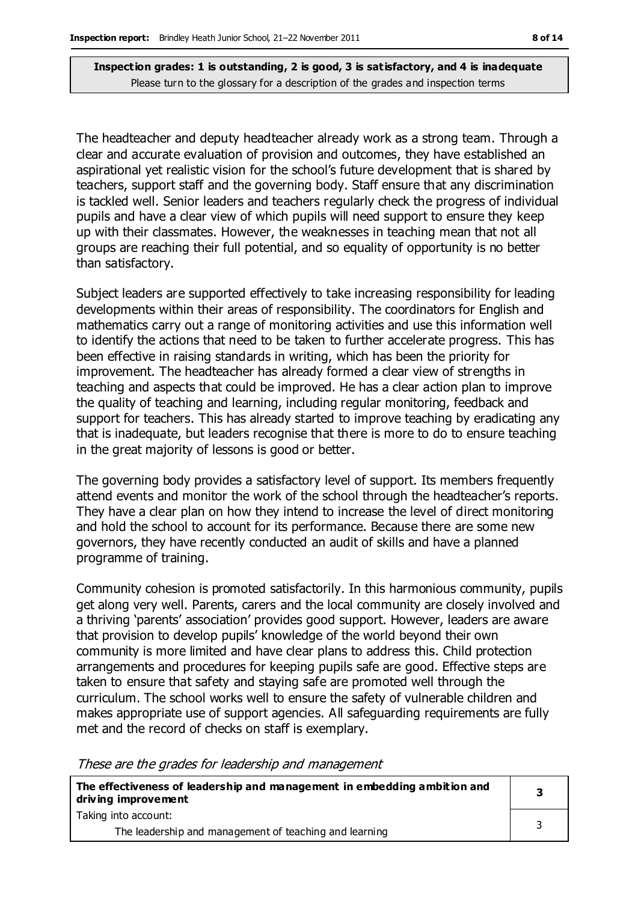**Inspection grades: 1 is outstanding, 2 is good, 3 is satisfactory, and 4 is inadequate**
Please turn to the glossary for a description of the grades and inspection terms

The headteacher and deputy headteacher already work as a strong team. Through a clear and accurate evaluation of provision and outcomes, they have established an aspirational yet realistic vision for the school's future development that is shared by teachers, support staff and the governing body. Staff ensure that any discrimination is tackled well. Senior leaders and teachers regularly check the progress of individual pupils and have a clear view of which pupils will need support to ensure they keep up with their classmates. However, the weaknesses in teaching mean that not all groups are reaching their full potential, and so equality of opportunity is no better than satisfactory.

Subject leaders are supported effectively to take increasing responsibility for leading developments within their areas of responsibility. The coordinators for English and mathematics carry out a range of monitoring activities and use this information well to identify the actions that need to be taken to further accelerate progress. This has been effective in raising standards in writing, which has been the priority for improvement. The headteacher has already formed a clear view of strengths in teaching and aspects that could be improved. He has a clear action plan to improve the quality of teaching and learning, including regular monitoring, feedback and support for teachers. This has already started to improve teaching by eradicating any that is inadequate, but leaders recognise that there is more to do to ensure teaching in the great majority of lessons is good or better.

The governing body provides a satisfactory level of support. Its members frequently attend events and monitor the work of the school through the headteacher's reports. They have a clear plan on how they intend to increase the level of direct monitoring and hold the school to account for its performance. Because there are some new governors, they have recently conducted an audit of skills and have a planned programme of training.

Community cohesion is promoted satisfactorily. In this harmonious community, pupils get along very well. Parents, carers and the local community are closely involved and a thriving 'parents' association' provides good support. However, leaders are aware that provision to develop pupils' knowledge of the world beyond their own community is more limited and have clear plans to address this. Child protection arrangements and procedures for keeping pupils safe are good. Effective steps are taken to ensure that safety and staying safe are promoted well through the curriculum. The school works well to ensure the safety of vulnerable children and makes appropriate use of support agencies. All safeguarding requirements are fully met and the record of checks on staff is exemplary.

*These are the grades for leadership and management*

| **The effectiveness of leadership and management in embedding ambition and driving improvement** | **3** |
|---|---|
| Taking into account: The leadership and management of teaching and learning | 3 |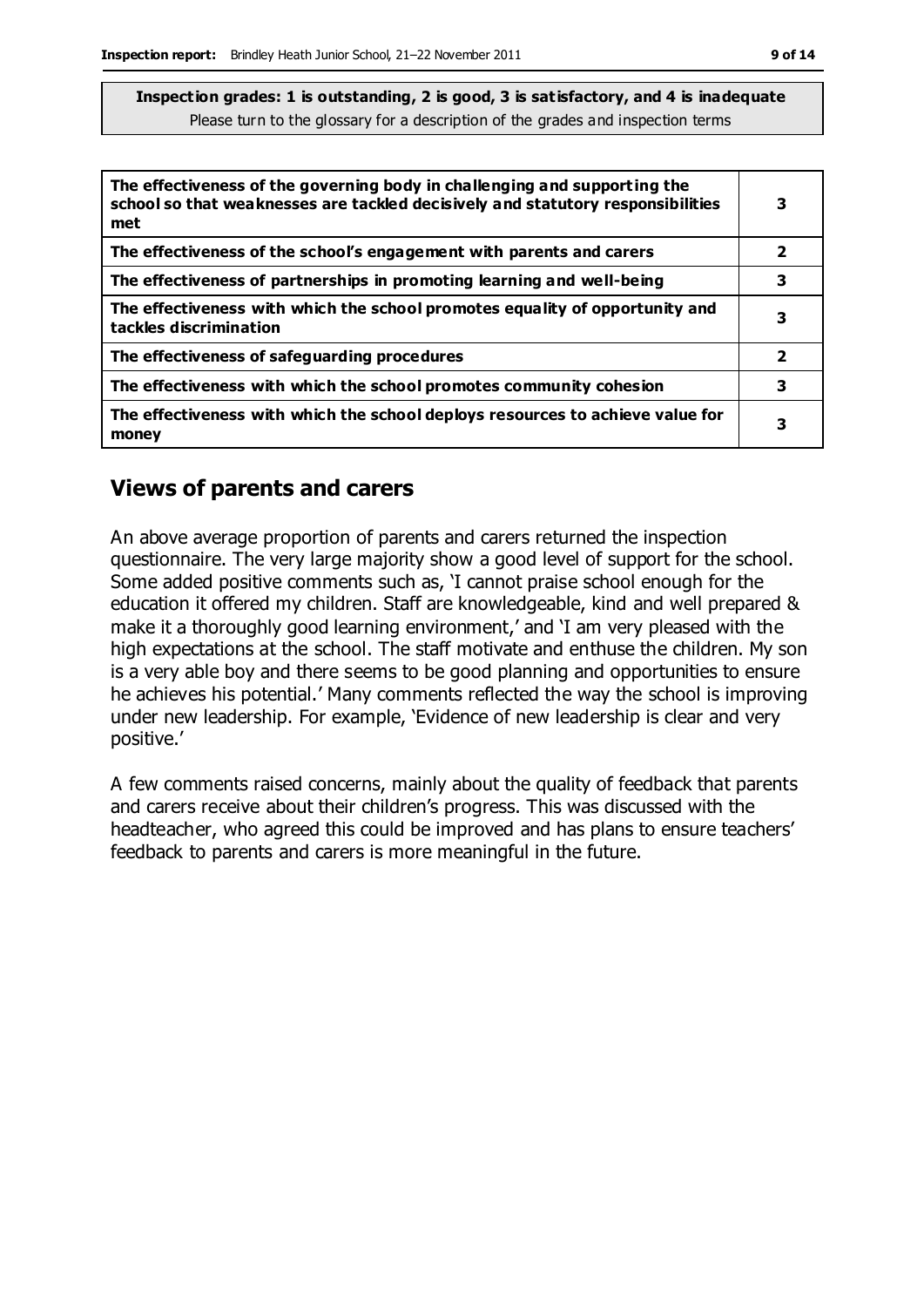**Inspection grades: 1 is outstanding, 2 is good, 3 is satisfactory, and 4 is inadequate**
Please turn to the glossary for a description of the grades and inspection terms

| | |
|---|---|
| **The effectiveness of the governing body in challenging and supporting the school so that weaknesses are tackled decisively and statutory responsibilities met** | **3** |
| **The effectiveness of the school's engagement with parents and carers** | **2** |
| **The effectiveness of partnerships in promoting learning and well-being** | **3** |
| **The effectiveness with which the school promotes equality of opportunity and tackles discrimination** | **3** |
| **The effectiveness of safeguarding procedures** | **2** |
| **The effectiveness with which the school promotes community cohesion** | **3** |
| **The effectiveness with which the school deploys resources to achieve value for money** | **3** |

## Views of parents and carers

An above average proportion of parents and carers returned the inspection questionnaire. The very large majority show a good level of support for the school. Some added positive comments such as, 'I cannot praise school enough for the education it offered my children. Staff are knowledgeable, kind and well prepared & make it a thoroughly good learning environment,' and 'I am very pleased with the high expectations at the school. The staff motivate and enthuse the children. My son is a very able boy and there seems to be good planning and opportunities to ensure he achieves his potential.' Many comments reflected the way the school is improving under new leadership. For example, 'Evidence of new leadership is clear and very positive.'

A few comments raised concerns, mainly about the quality of feedback that parents and carers receive about their children's progress. This was discussed with the headteacher, who agreed this could be improved and has plans to ensure teachers' feedback to parents and carers is more meaningful in the future.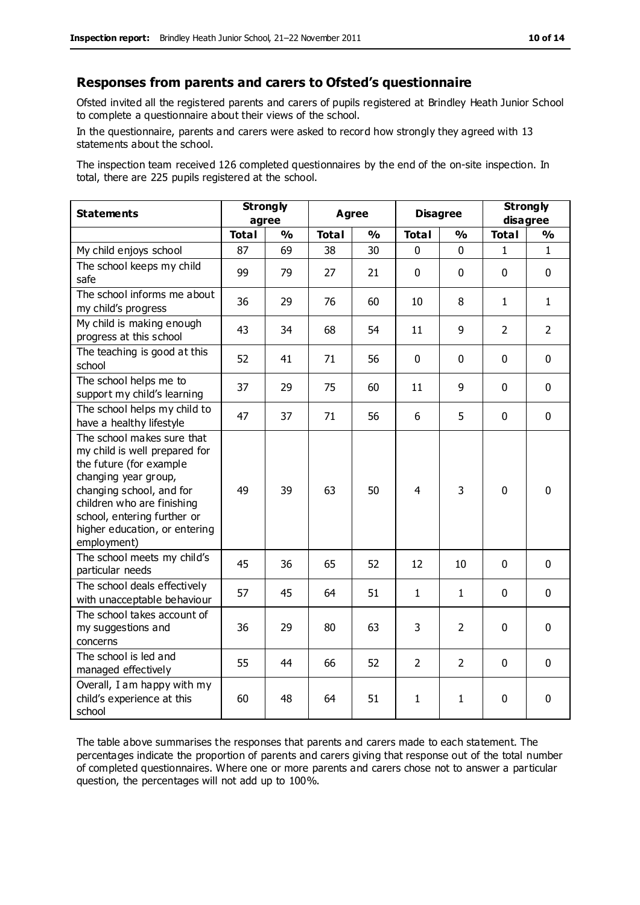## Responses from parents and carers to Ofsted's questionnaire

Ofsted invited all the registered parents and carers of pupils registered at Brindley Heath Junior School to complete a questionnaire about their views of the school.

In the questionnaire, parents and carers were asked to record how strongly they agreed with 13 statements about the school.

The inspection team received 126 completed questionnaires by the end of the on-site inspection. In total, there are 225 pupils registered at the school.

| Statements | Strongly agree | | Agree | | Disagree | | Strongly disagree | |
|---|---|---|---|---|---|---|---|---|
| | Total | % | Total | % | Total | % | Total | % |
| My child enjoys school | 87 | 69 | 38 | 30 | 0 | 0 | 1 | 1 |
| The school keeps my child safe | 99 | 79 | 27 | 21 | 0 | 0 | 0 | 0 |
| The school informs me about my child's progress | 36 | 29 | 76 | 60 | 10 | 8 | 1 | 1 |
| My child is making enough progress at this school | 43 | 34 | 68 | 54 | 11 | 9 | 2 | 2 |
| The teaching is good at this school | 52 | 41 | 71 | 56 | 0 | 0 | 0 | 0 |
| The school helps me to support my child's learning | 37 | 29 | 75 | 60 | 11 | 9 | 0 | 0 |
| The school helps my child to have a healthy lifestyle | 47 | 37 | 71 | 56 | 6 | 5 | 0 | 0 |
| The school makes sure that my child is well prepared for the future (for example changing year group, changing school, and for children who are finishing school, entering further or higher education, or entering employment) | 49 | 39 | 63 | 50 | 4 | 3 | 0 | 0 |
| The school meets my child's particular needs | 45 | 36 | 65 | 52 | 12 | 10 | 0 | 0 |
| The school deals effectively with unacceptable behaviour | 57 | 45 | 64 | 51 | 1 | 1 | 0 | 0 |
| The school takes account of my suggestions and concerns | 36 | 29 | 80 | 63 | 3 | 2 | 0 | 0 |
| The school is led and managed effectively | 55 | 44 | 66 | 52 | 2 | 2 | 0 | 0 |
| Overall, I am happy with my child's experience at this school | 60 | 48 | 64 | 51 | 1 | 1 | 0 | 0 |

The table above summarises the responses that parents and carers made to each statement. The percentages indicate the proportion of parents and carers giving that response out of the total number of completed questionnaires. Where one or more parents and carers chose not to answer a particular question, the percentages will not add up to 100%.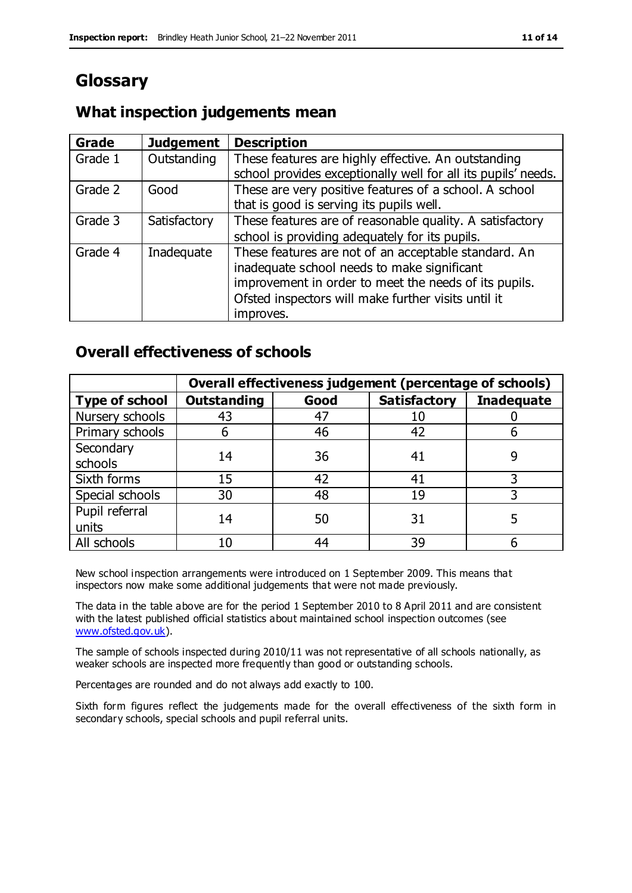# Glossary

## What inspection judgements mean

| Grade | Judgement | Description |
|---|---|---|
| Grade 1 | Outstanding | These features are highly effective. An outstanding school provides exceptionally well for all its pupils' needs. |
| Grade 2 | Good | These are very positive features of a school. A school that is good is serving its pupils well. |
| Grade 3 | Satisfactory | These features are of reasonable quality. A satisfactory school is providing adequately for its pupils. |
| Grade 4 | Inadequate | These features are not of an acceptable standard. An inadequate school needs to make significant improvement in order to meet the needs of its pupils. Ofsted inspectors will make further visits until it improves. |

## Overall effectiveness of schools

| | Overall effectiveness judgement (percentage of schools) | | | |
|---|---|---|---|---|
| **Type of school** | **Outstanding** | **Good** | **Satisfactory** | **Inadequate** |
| Nursery schools | 43 | 47 | 10 | 0 |
| Primary schools | 6 | 46 | 42 | 6 |
| Secondary schools | 14 | 36 | 41 | 9 |
| Sixth forms | 15 | 42 | 41 | 3 |
| Special schools | 30 | 48 | 19 | 3 |
| Pupil referral units | 14 | 50 | 31 | 5 |
| All schools | 10 | 44 | 39 | 6 |

New school inspection arrangements were introduced on 1 September 2009. This means that inspectors now make some additional judgements that were not made previously.

The data in the table above are for the period 1 September 2010 to 8 April 2011 and are consistent with the latest published official statistics about maintained school inspection outcomes (see www.ofsted.gov.uk).

The sample of schools inspected during 2010/11 was not representative of all schools nationally, as weaker schools are inspected more frequently than good or outstanding schools.

Percentages are rounded and do not always add exactly to 100.

Sixth form figures reflect the judgements made for the overall effectiveness of the sixth form in secondary schools, special schools and pupil referral units.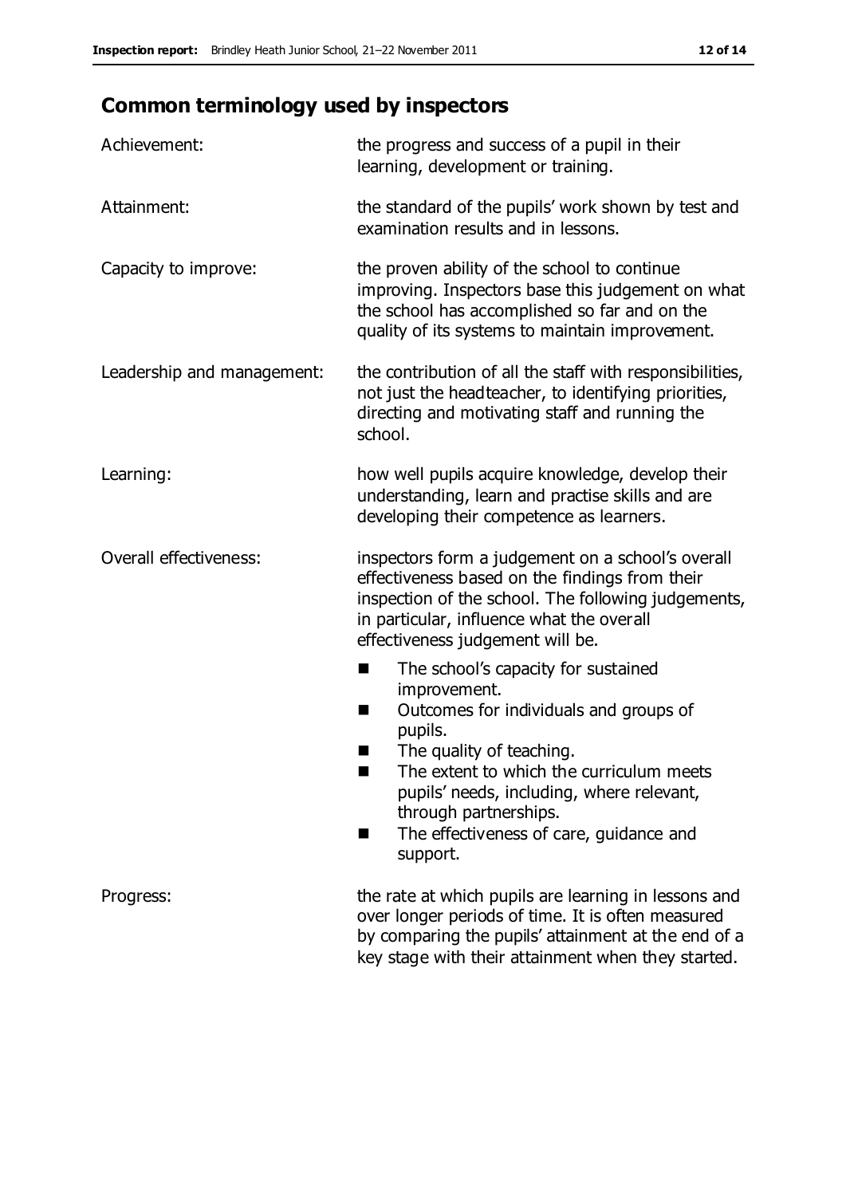## Common terminology used by inspectors

| | |
|---|---|
| Achievement: | the progress and success of a pupil in their learning, development or training. |
| Attainment: | the standard of the pupils' work shown by test and examination results and in lessons. |
| Capacity to improve: | the proven ability of the school to continue improving. Inspectors base this judgement on what the school has accomplished so far and on the quality of its systems to maintain improvement. |
| Leadership and management: | the contribution of all the staff with responsibilities, not just the headteacher, to identifying priorities, directing and motivating staff and running the school. |
| Learning: | how well pupils acquire knowledge, develop their understanding, learn and practise skills and are developing their competence as learners. |
| Overall effectiveness: | inspectors form a judgement on a school's overall effectiveness based on the findings from their inspection of the school. The following judgements, in particular, influence what the overall effectiveness judgement will be. <br>■ The school's capacity for sustained improvement. <br>■ Outcomes for individuals and groups of pupils. <br>■ The quality of teaching. <br>■ The extent to which the curriculum meets pupils' needs, including, where relevant, through partnerships. <br>■ The effectiveness of care, guidance and support. |
| Progress: | the rate at which pupils are learning in lessons and over longer periods of time. It is often measured by comparing the pupils' attainment at the end of a key stage with their attainment when they started. |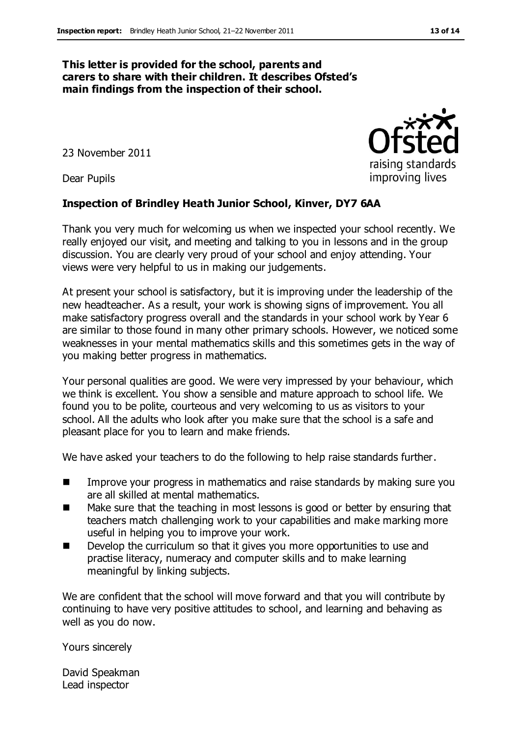**This letter is provided for the school, parents and carers to share with their children. It describes Ofsted's main findings from the inspection of their school.**

23 November 2011

Dear Pupils

**Inspection of Brindley Heath Junior School, Kinver, DY7 6AA**

Thank you very much for welcoming us when we inspected your school recently. We really enjoyed our visit, and meeting and talking to you in lessons and in the group discussion. You are clearly very proud of your school and enjoy attending. Your views were very helpful to us in making our judgements.

At present your school is satisfactory, but it is improving under the leadership of the new headteacher. As a result, your work is showing signs of improvement. You all make satisfactory progress overall and the standards in your school work by Year 6 are similar to those found in many other primary schools. However, we noticed some weaknesses in your mental mathematics skills and this sometimes gets in the way of you making better progress in mathematics.

Your personal qualities are good. We were very impressed by your behaviour, which we think is excellent. You show a sensible and mature approach to school life. We found you to be polite, courteous and very welcoming to us as visitors to your school. All the adults who look after you make sure that the school is a safe and pleasant place for you to learn and make friends.

We have asked your teachers to do the following to help raise standards further.

- Improve your progress in mathematics and raise standards by making sure you are all skilled at mental mathematics.
- Make sure that the teaching in most lessons is good or better by ensuring that teachers match challenging work to your capabilities and make marking more useful in helping you to improve your work.
- Develop the curriculum so that it gives you more opportunities to use and practise literacy, numeracy and computer skills and to make learning meaningful by linking subjects.

We are confident that the school will move forward and that you will contribute by continuing to have very positive attitudes to school, and learning and behaving as well as you do now.

Yours sincerely

David Speakman
Lead inspector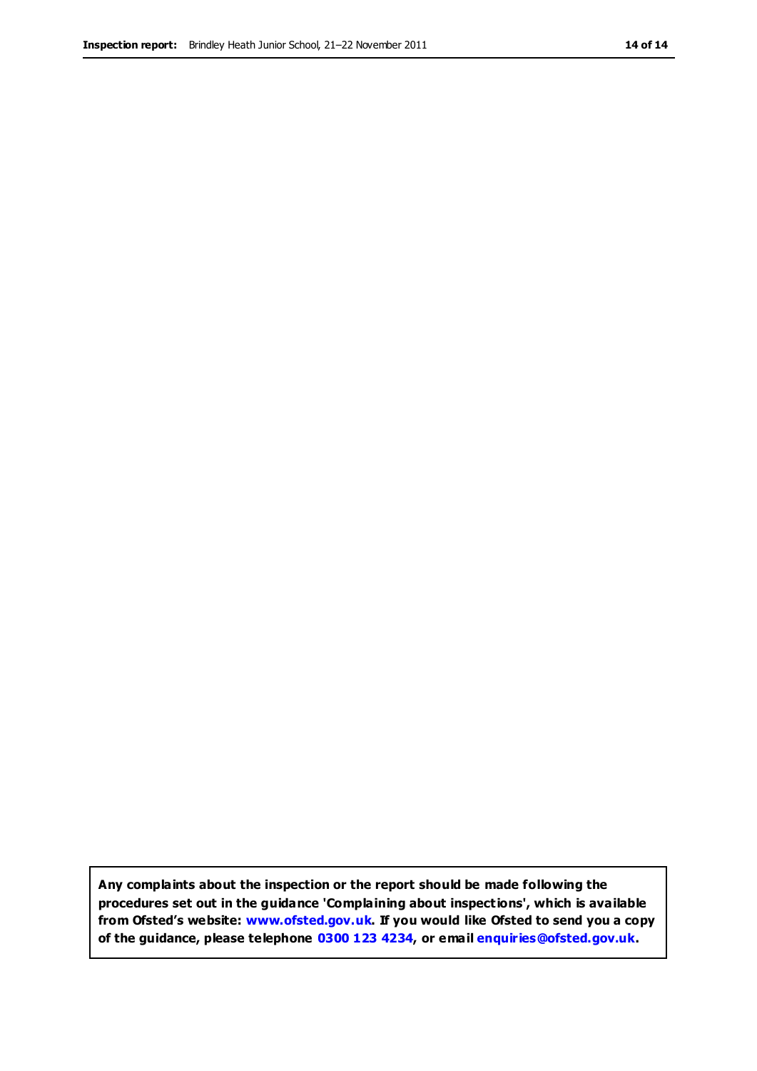**Any complaints about the inspection or the report should be made following the procedures set out in the guidance 'Complaining about inspections', which is available from Ofsted's website: www.ofsted.gov.uk. If you would like Ofsted to send you a copy of the guidance, please telephone 0300 123 4234, or email enquiries@ofsted.gov.uk.**